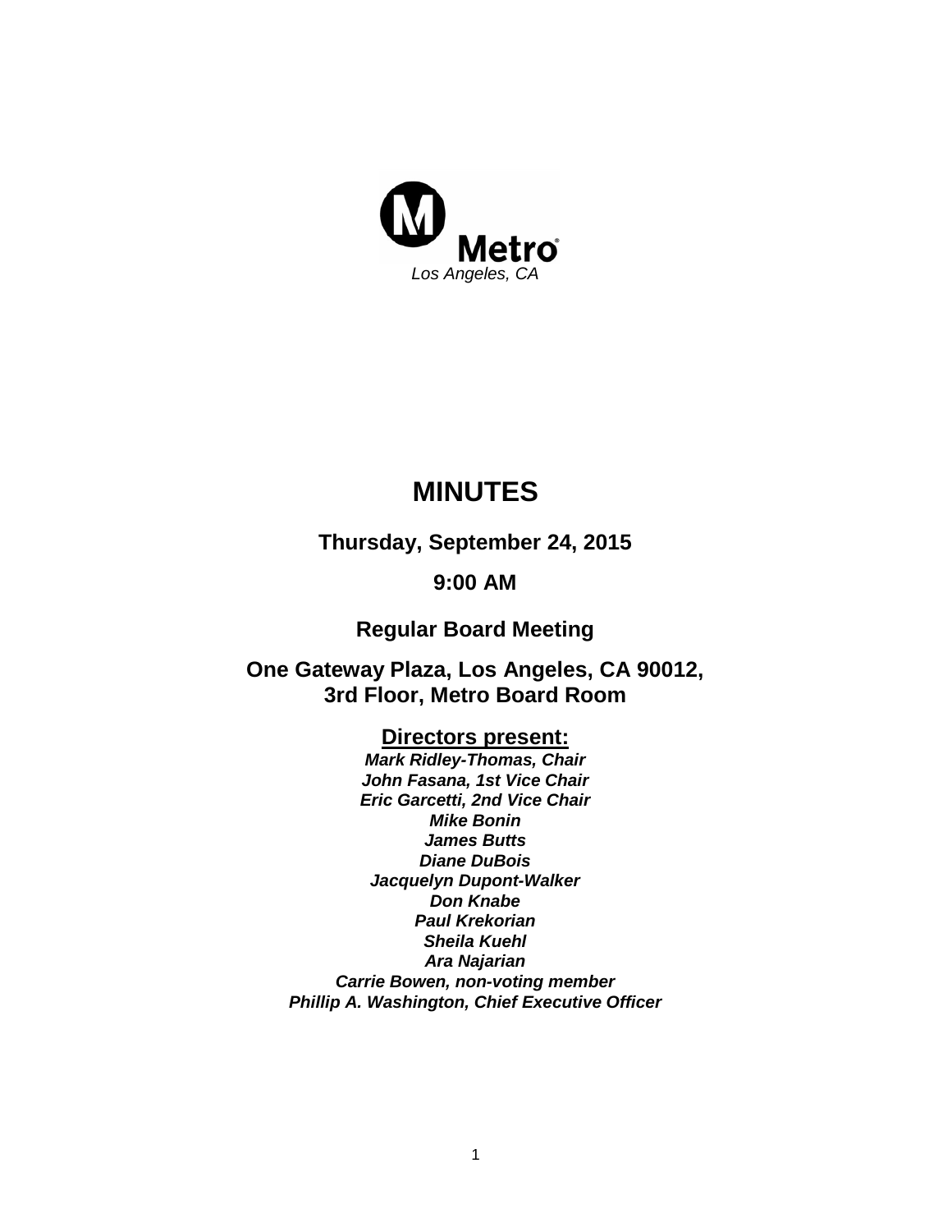Metro

*Los Angeles, CA*

# MINUTES

**Thursday, September 24, 2015**

**9:00 AM**

**Regular Board Meeting**

**One Gateway Plaza, Los Angeles, CA 90012,**
**3rd Floor, Metro Board Room**

**Directors present:**

***Mark Ridley-Thomas, Chair***
***John Fasana, 1st Vice Chair***
***Eric Garcetti, 2nd Vice Chair***
***Mike Bonin***
***James Butts***
***Diane DuBois***
***Jacquelyn Dupont-Walker***
***Don Knabe***
***Paul Krekorian***
***Sheila Kuehl***
***Ara Najarian***
***Carrie Bowen, non-voting member***
***Phillip A. Washington, Chief Executive Officer***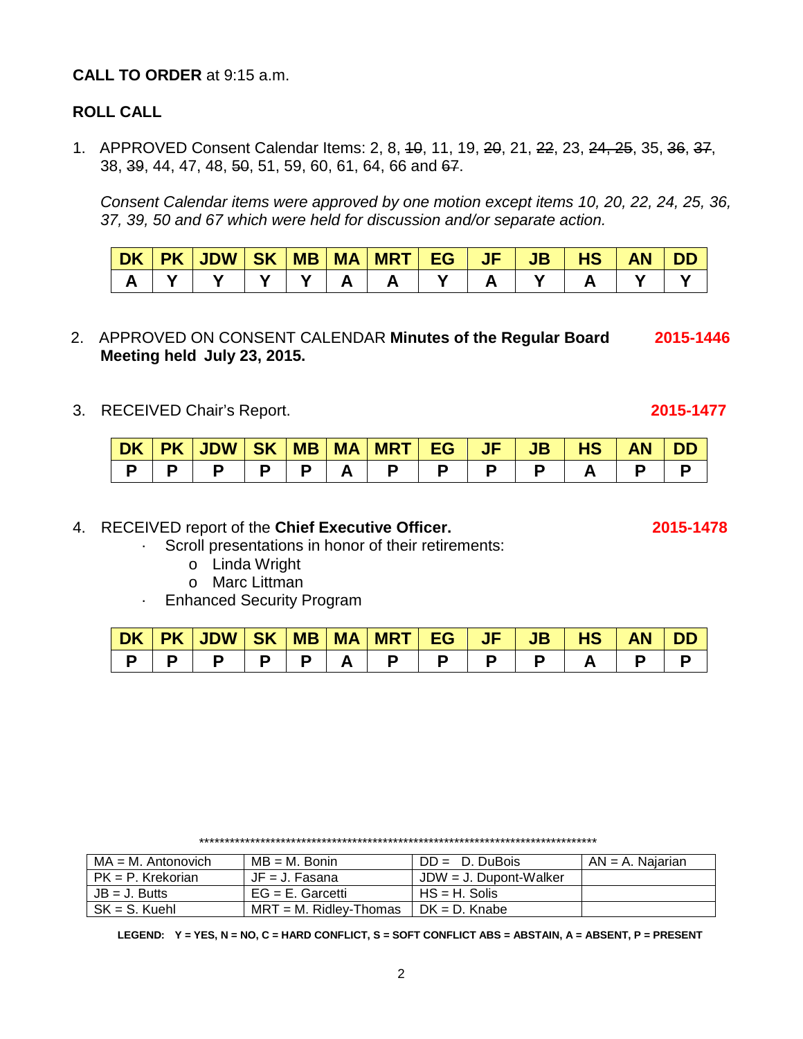**CALL TO ORDER** at 9:15 a.m.

**ROLL CALL**

1. APPROVED Consent Calendar Items: 2, 8, ~~10~~, 11, 19, ~~20~~, 21, ~~22~~, 23, ~~24, 25~~, 35, ~~36~~, ~~37~~, 38, ~~39~~, 44, 47, 48, ~~50~~, 51, 59, 60, 61, 64, 66 and ~~67~~.

   *Consent Calendar items were approved by one motion except items 10, 20, 22, 24, 25, 36, 37, 39, 50 and 67 which were held for discussion and/or separate action.*

| DK | PK | JDW | SK | MB | MA | MRT | EG | JF | JB | HS | AN | DD |
|---|---|---|---|---|---|---|---|---|---|---|---|---|
| A | Y | Y | Y | Y | A | A | Y | A | Y | A | Y | Y |

2. APPROVED ON CONSENT CALENDAR **Minutes of the Regular Board Meeting held July 23, 2015.** **2015-1446**

3. RECEIVED Chair's Report. **2015-1477**

| DK | PK | JDW | SK | MB | MA | MRT | EG | JF | JB | HS | AN | DD |
|---|---|---|---|---|---|---|---|---|---|---|---|---|
| P | P | P | P | P | A | P | P | P | P | A | P | P |

4. RECEIVED report of the **Chief Executive Officer.** **2015-1478**
   - Scroll presentations in honor of their retirements:
     - Linda Wright
     - Marc Littman
   - Enhanced Security Program

| DK | PK | JDW | SK | MB | MA | MRT | EG | JF | JB | HS | AN | DD |
|---|---|---|---|---|---|---|---|---|---|---|---|---|
| P | P | P | P | P | A | P | P | P | P | A | P | P |

\*\*\*\*\*\*\*\*\*\*\*\*\*\*\*\*\*\*\*\*\*\*\*\*\*\*\*\*\*\*\*\*\*\*\*\*\*\*\*\*\*\*\*\*\*\*\*\*\*\*\*\*\*\*\*\*\*\*\*\*\*\*\*\*\*\*\*\*\*\*\*\*\*\*\*\*\*\*\*\*\*\*

| MA = M. Antonovich | MB = M. Bonin | DD = D. DuBois | AN = A. Najarian |
|---|---|---|---|
| PK = P. Krekorian | JF = J. Fasana | JDW = J. Dupont-Walker | |
| JB = J. Butts | EG = E. Garcetti | HS = H. Solis | |
| SK = S. Kuehl | MRT = M. Ridley-Thomas | DK = D. Knabe | |

**LEGEND: Y = YES, N = NO, C = HARD CONFLICT, S = SOFT CONFLICT ABS = ABSTAIN, A = ABSENT, P = PRESENT**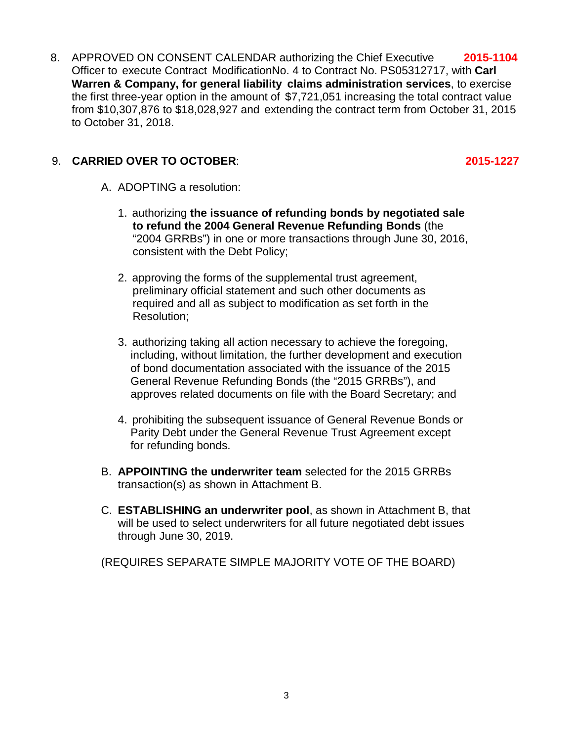8. APPROVED ON CONSENT CALENDAR authorizing the Chief Executive Officer to execute Contract ModificationNo. 4 to Contract No. PS05312717, with **Carl Warren & Company, for general liability claims administration services**, to exercise the first three-year option in the amount of $7,721,051 increasing the total contract value from $10,307,876 to $18,028,927 and extending the contract term from October 31, 2015 to October 31, 2018. **2015-1104**

9. **CARRIED OVER TO OCTOBER**: **2015-1227**

   A. ADOPTING a resolution:

      1. authorizing **the issuance of refunding bonds by negotiated sale to refund the 2004 General Revenue Refunding Bonds** (the "2004 GRRBs") in one or more transactions through June 30, 2016, consistent with the Debt Policy;

      2. approving the forms of the supplemental trust agreement, preliminary official statement and such other documents as required and all as subject to modification as set forth in the Resolution;

      3. authorizing taking all action necessary to achieve the foregoing, including, without limitation, the further development and execution of bond documentation associated with the issuance of the 2015 General Revenue Refunding Bonds (the "2015 GRRBs"), and approves related documents on file with the Board Secretary; and

      4. prohibiting the subsequent issuance of General Revenue Bonds or Parity Debt under the General Revenue Trust Agreement except for refunding bonds.

   B. **APPOINTING the underwriter team** selected for the 2015 GRRBs transaction(s) as shown in Attachment B.

   C. **ESTABLISHING an underwriter pool**, as shown in Attachment B, that will be used to select underwriters for all future negotiated debt issues through June 30, 2019.

   (REQUIRES SEPARATE SIMPLE MAJORITY VOTE OF THE BOARD)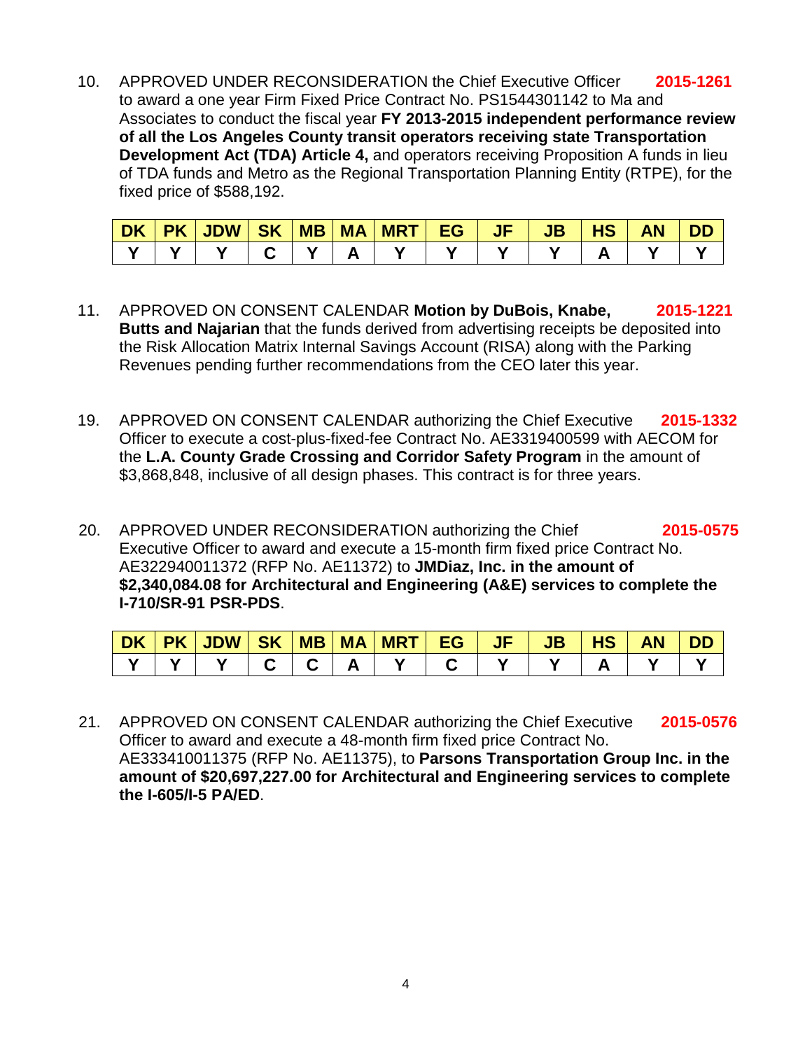10. APPROVED UNDER RECONSIDERATION the Chief Executive Officer to award a one year Firm Fixed Price Contract No. PS1544301142 to Ma and Associates to conduct the fiscal year **FY 2013-2015 independent performance review of all the Los Angeles County transit operators receiving state Transportation Development Act (TDA) Article 4,** and operators receiving Proposition A funds in lieu of TDA funds and Metro as the Regional Transportation Planning Entity (RTPE), for the fixed price of $588,192. **2015-1261**

| DK | PK | JDW | SK | MB | MA | MRT | EG | JF | JB | HS | AN | DD |
|---|---|---|---|---|---|---|---|---|---|---|---|---|
| Y | Y | Y | C | Y | A | Y | Y | Y | Y | A | Y | Y |

11. APPROVED ON CONSENT CALENDAR **Motion by DuBois, Knabe, Butts and Najarian** that the funds derived from advertising receipts be deposited into the Risk Allocation Matrix Internal Savings Account (RISA) along with the Parking Revenues pending further recommendations from the CEO later this year. **2015-1221**

19. APPROVED ON CONSENT CALENDAR authorizing the Chief Executive Officer to execute a cost-plus-fixed-fee Contract No. AE3319400599 with AECOM for the **L.A. County Grade Crossing and Corridor Safety Program** in the amount of $3,868,848, inclusive of all design phases. This contract is for three years. **2015-1332**

20. APPROVED UNDER RECONSIDERATION authorizing the Chief Executive Officer to award and execute a 15-month firm fixed price Contract No. AE322940011372 (RFP No. AE11372) to **JMDiaz, Inc. in the amount of $2,340,084.08 for Architectural and Engineering (A&E) services to complete the I-710/SR-91 PSR-PDS**. **2015-0575**

| DK | PK | JDW | SK | MB | MA | MRT | EG | JF | JB | HS | AN | DD |
|---|---|---|---|---|---|---|---|---|---|---|---|---|
| Y | Y | Y | C | C | A | Y | C | Y | Y | A | Y | Y |

21. APPROVED ON CONSENT CALENDAR authorizing the Chief Executive Officer to award and execute a 48-month firm fixed price Contract No. AE333410011375 (RFP No. AE11375), to **Parsons Transportation Group Inc. in the amount of $20,697,227.00 for Architectural and Engineering services to complete the I-605/I-5 PA/ED**. **2015-0576**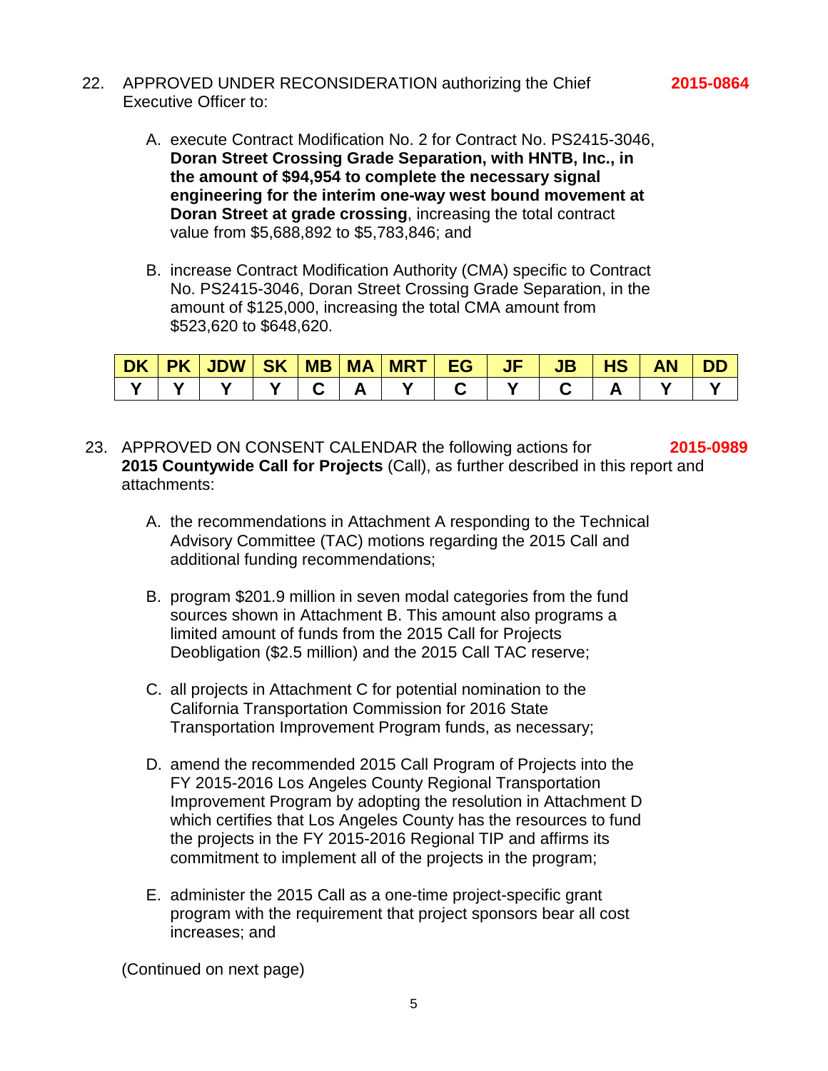22. APPROVED UNDER RECONSIDERATION authorizing the Chief Executive Officer to: **2015-0864**

   A. execute Contract Modification No. 2 for Contract No. PS2415-3046, **Doran Street Crossing Grade Separation, with HNTB, Inc., in the amount of $94,954 to complete the necessary signal engineering for the interim one-way west bound movement at Doran Street at grade crossing**, increasing the total contract value from $5,688,892 to $5,783,846; and

   B. increase Contract Modification Authority (CMA) specific to Contract No. PS2415-3046, Doran Street Crossing Grade Separation, in the amount of $125,000, increasing the total CMA amount from $523,620 to $648,620.

| DK | PK | JDW | SK | MB | MA | MRT | EG | JF | JB | HS | AN | DD |
|---|---|---|---|---|---|---|---|---|---|---|---|---|
| Y | Y | Y | Y | C | A | Y | C | Y | C | A | Y | Y |

23. APPROVED ON CONSENT CALENDAR the following actions for **2015 Countywide Call for Projects** (Call), as further described in this report and attachments: **2015-0989**

   A. the recommendations in Attachment A responding to the Technical Advisory Committee (TAC) motions regarding the 2015 Call and additional funding recommendations;

   B. program $201.9 million in seven modal categories from the fund sources shown in Attachment B. This amount also programs a limited amount of funds from the 2015 Call for Projects Deobligation ($2.5 million) and the 2015 Call TAC reserve;

   C. all projects in Attachment C for potential nomination to the California Transportation Commission for 2016 State Transportation Improvement Program funds, as necessary;

   D. amend the recommended 2015 Call Program of Projects into the FY 2015-2016 Los Angeles County Regional Transportation Improvement Program by adopting the resolution in Attachment D which certifies that Los Angeles County has the resources to fund the projects in the FY 2015-2016 Regional TIP and affirms its commitment to implement all of the projects in the program;

   E. administer the 2015 Call as a one-time project-specific grant program with the requirement that project sponsors bear all cost increases; and

(Continued on next page)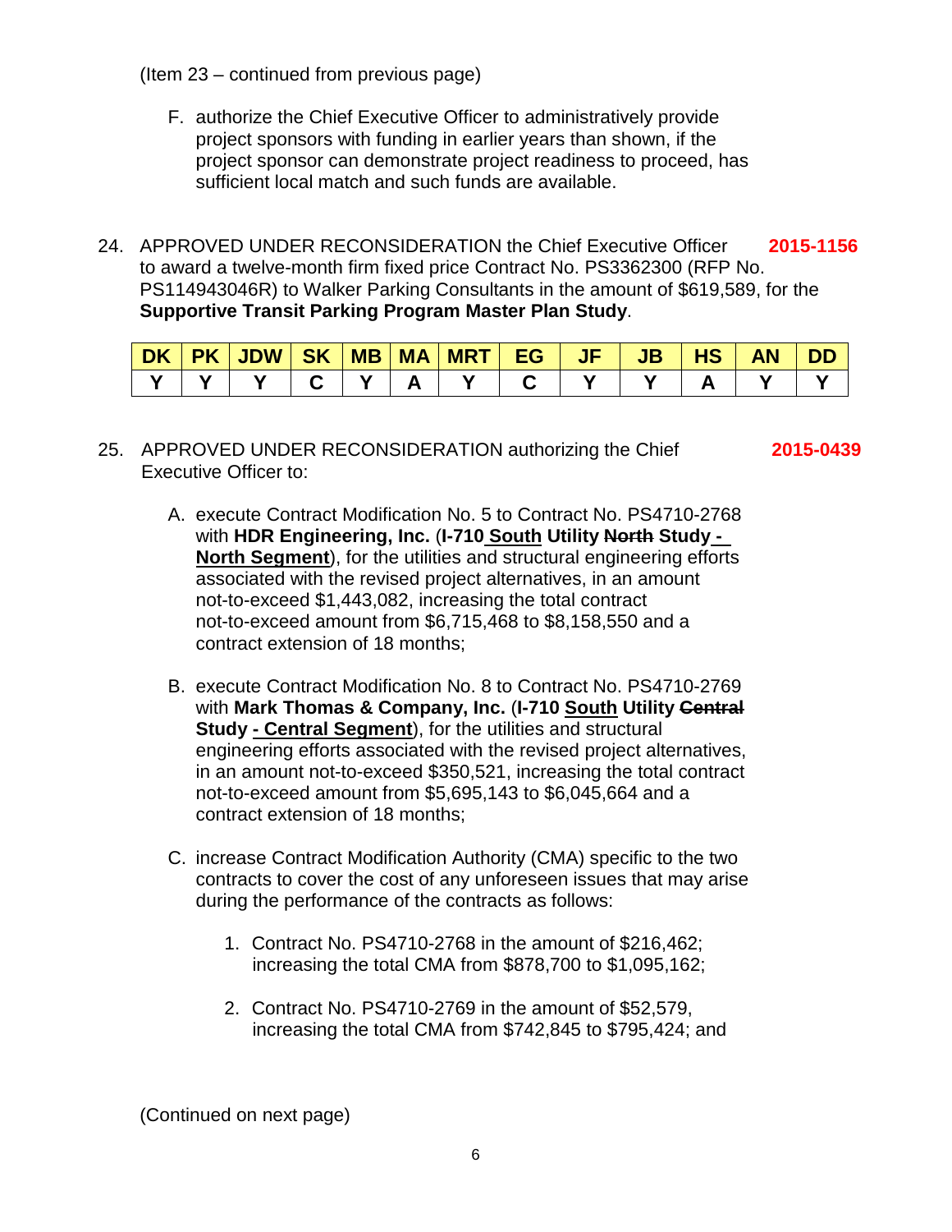(Item 23 – continued from previous page)

F. authorize the Chief Executive Officer to administratively provide project sponsors with funding in earlier years than shown, if the project sponsor can demonstrate project readiness to proceed, has sufficient local match and such funds are available.

24. APPROVED UNDER RECONSIDERATION the Chief Executive Officer to award a twelve-month firm fixed price Contract No. PS3362300 (RFP No. PS114943046R) to Walker Parking Consultants in the amount of $619,589, for the **Supportive Transit Parking Program Master Plan Study**. **2015-1156**

| DK | PK | JDW | SK | MB | MA | MRT | EG | JF | JB | HS | AN | DD |
|---|---|---|---|---|---|---|---|---|---|---|---|---|
| Y | Y | Y | C | Y | A | Y | C | Y | Y | A | Y | Y |

25. APPROVED UNDER RECONSIDERATION authorizing the Chief Executive Officer to: **2015-0439**

A. execute Contract Modification No. 5 to Contract No. PS4710-2768 with **HDR Engineering, Inc.** (**I-710 <u>South</u> Utility ~~North~~ Study <u>- North Segment</u>**), for the utilities and structural engineering efforts associated with the revised project alternatives, in an amount not-to-exceed $1,443,082, increasing the total contract not-to-exceed amount from $6,715,468 to $8,158,550 and a contract extension of 18 months;

B. execute Contract Modification No. 8 to Contract No. PS4710-2769 with **Mark Thomas & Company, Inc.** (**I-710 <u>South</u> Utility ~~Central~~ Study <u>- Central Segment</u>**), for the utilities and structural engineering efforts associated with the revised project alternatives, in an amount not-to-exceed $350,521, increasing the total contract not-to-exceed amount from $5,695,143 to $6,045,664 and a contract extension of 18 months;

C. increase Contract Modification Authority (CMA) specific to the two contracts to cover the cost of any unforeseen issues that may arise during the performance of the contracts as follows:

1. Contract No. PS4710-2768 in the amount of $216,462; increasing the total CMA from $878,700 to $1,095,162;

2. Contract No. PS4710-2769 in the amount of $52,579, increasing the total CMA from $742,845 to $795,424; and

(Continued on next page)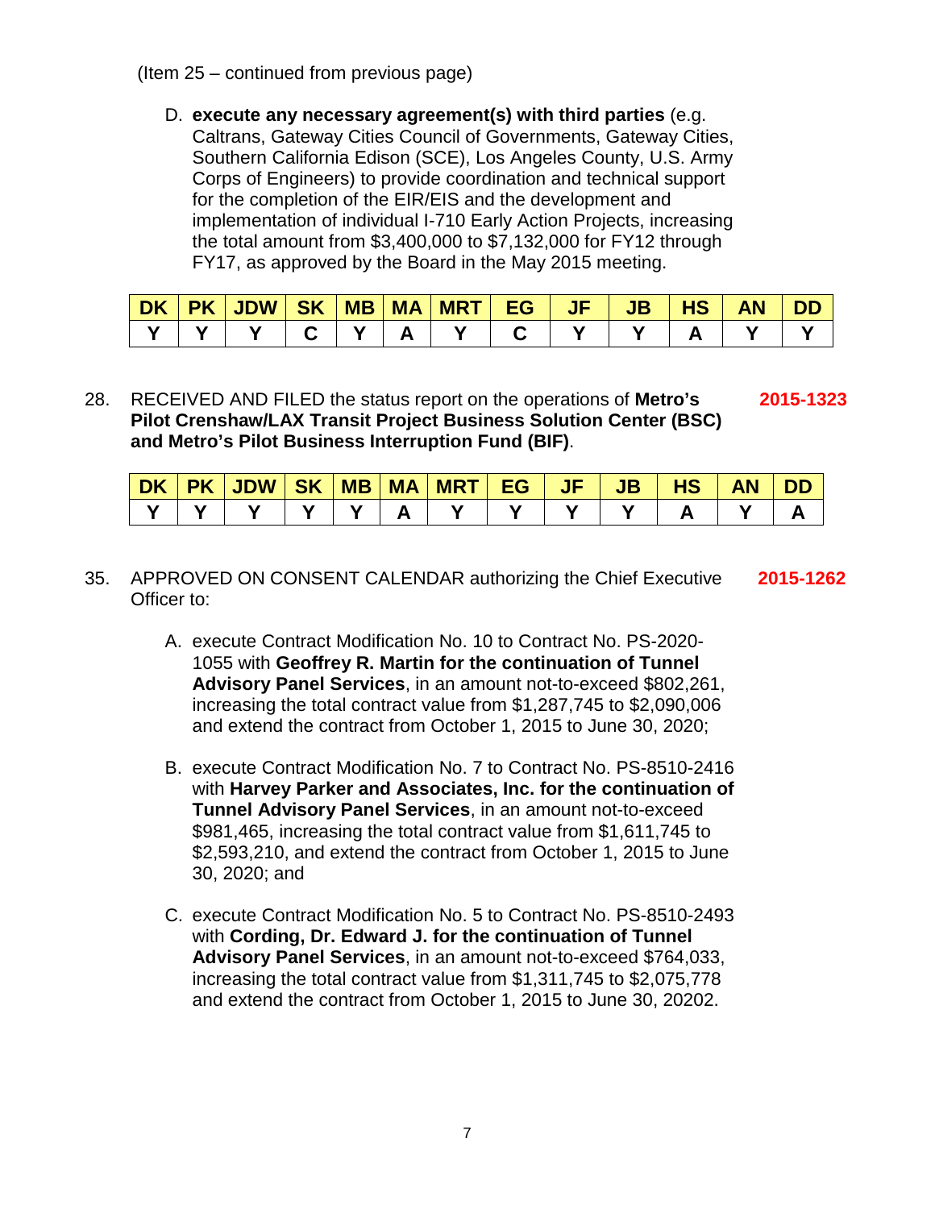(Item 25 – continued from previous page)

D. **execute any necessary agreement(s) with third parties** (e.g. Caltrans, Gateway Cities Council of Governments, Gateway Cities, Southern California Edison (SCE), Los Angeles County, U.S. Army Corps of Engineers) to provide coordination and technical support for the completion of the EIR/EIS and the development and implementation of individual I-710 Early Action Projects, increasing the total amount from $3,400,000 to $7,132,000 for FY12 through FY17, as approved by the Board in the May 2015 meeting.

| DK | PK | JDW | SK | MB | MA | MRT | EG | JF | JB | HS | AN | DD |
|---|---|---|---|---|---|---|---|---|---|---|---|---|
| Y | Y | Y | C | Y | A | Y | C | Y | Y | A | Y | Y |

28. RECEIVED AND FILED the status report on the operations of **Metro's Pilot Crenshaw/LAX Transit Project Business Solution Center (BSC) and Metro's Pilot Business Interruption Fund (BIF)**. **2015-1323**

| DK | PK | JDW | SK | MB | MA | MRT | EG | JF | JB | HS | AN | DD |
|---|---|---|---|---|---|---|---|---|---|---|---|---|
| Y | Y | Y | Y | Y | A | Y | Y | Y | Y | A | Y | A |

35. APPROVED ON CONSENT CALENDAR authorizing the Chief Executive Officer to: **2015-1262**

A. execute Contract Modification No. 10 to Contract No. PS-2020-1055 with **Geoffrey R. Martin for the continuation of Tunnel Advisory Panel Services**, in an amount not-to-exceed $802,261, increasing the total contract value from $1,287,745 to $2,090,006 and extend the contract from October 1, 2015 to June 30, 2020;

B. execute Contract Modification No. 7 to Contract No. PS-8510-2416 with **Harvey Parker and Associates, Inc. for the continuation of Tunnel Advisory Panel Services**, in an amount not-to-exceed $981,465, increasing the total contract value from $1,611,745 to $2,593,210, and extend the contract from October 1, 2015 to June 30, 2020; and

C. execute Contract Modification No. 5 to Contract No. PS-8510-2493 with **Cording, Dr. Edward J. for the continuation of Tunnel Advisory Panel Services**, in an amount not-to-exceed $764,033, increasing the total contract value from $1,311,745 to $2,075,778 and extend the contract from October 1, 2015 to June 30, 20202.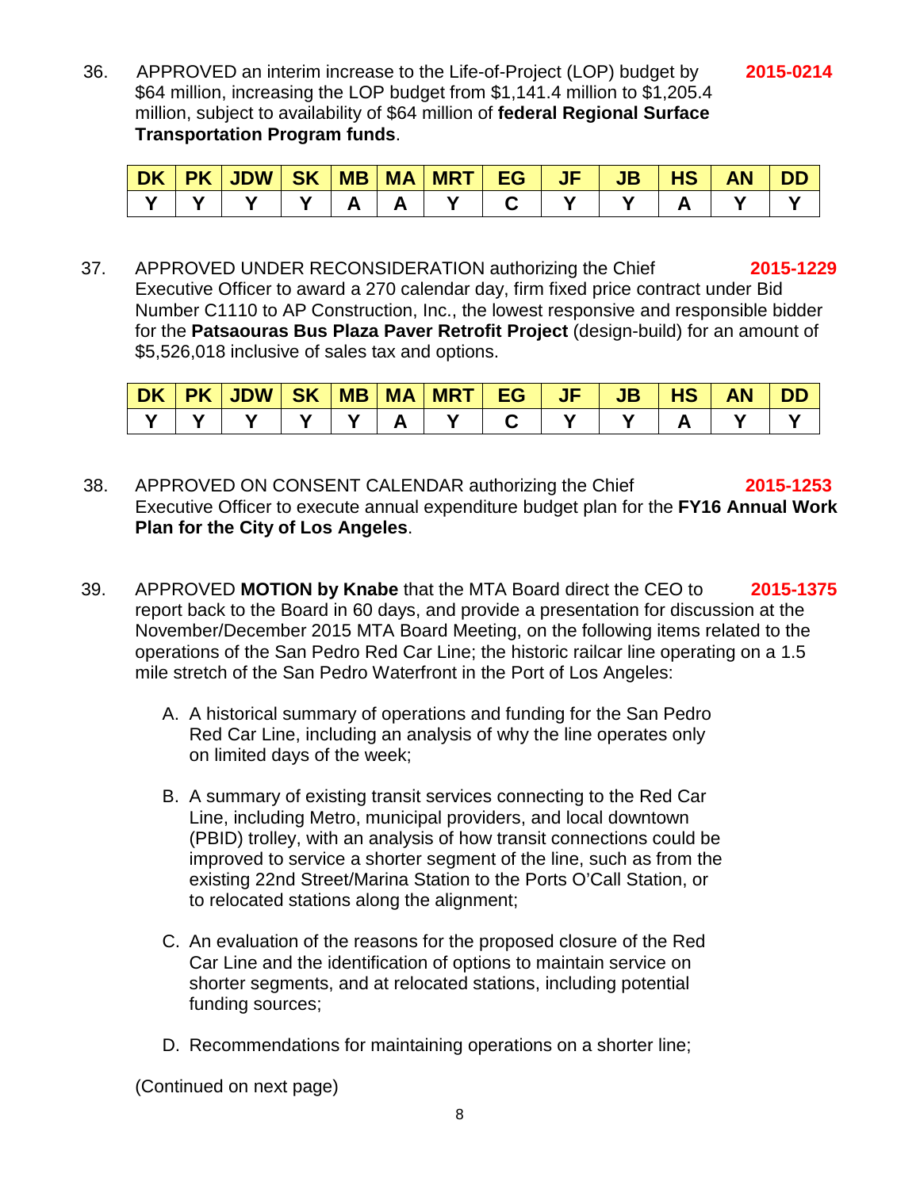36. APPROVED an interim increase to the Life-of-Project (LOP) budget by $64 million, increasing the LOP budget from $1,141.4 million to $1,205.4 million, subject to availability of $64 million of **federal Regional Surface Transportation Program funds**. **2015-0214**

| DK | PK | JDW | SK | MB | MA | MRT | EG | JF | JB | HS | AN | DD |
|---|---|---|---|---|---|---|---|---|---|---|---|---|
| Y | Y | Y | Y | A | A | Y | C | Y | Y | A | Y | Y |

37. APPROVED UNDER RECONSIDERATION authorizing the Chief Executive Officer to award a 270 calendar day, firm fixed price contract under Bid Number C1110 to AP Construction, Inc., the lowest responsive and responsible bidder for the **Patsaouras Bus Plaza Paver Retrofit Project** (design-build) for an amount of $5,526,018 inclusive of sales tax and options. **2015-1229**

| DK | PK | JDW | SK | MB | MA | MRT | EG | JF | JB | HS | AN | DD |
|---|---|---|---|---|---|---|---|---|---|---|---|---|
| Y | Y | Y | Y | Y | A | Y | C | Y | Y | A | Y | Y |

38. APPROVED ON CONSENT CALENDAR authorizing the Chief Executive Officer to execute annual expenditure budget plan for the **FY16 Annual Work Plan for the City of Los Angeles**. **2015-1253**

39. APPROVED **MOTION by Knabe** that the MTA Board direct the CEO to report back to the Board in 60 days, and provide a presentation for discussion at the November/December 2015 MTA Board Meeting, on the following items related to the operations of the San Pedro Red Car Line; the historic railcar line operating on a 1.5 mile stretch of the San Pedro Waterfront in the Port of Los Angeles: **2015-1375**

   A. A historical summary of operations and funding for the San Pedro Red Car Line, including an analysis of why the line operates only on limited days of the week;

   B. A summary of existing transit services connecting to the Red Car Line, including Metro, municipal providers, and local downtown (PBID) trolley, with an analysis of how transit connections could be improved to service a shorter segment of the line, such as from the existing 22nd Street/Marina Station to the Ports O'Call Station, or to relocated stations along the alignment;

   C. An evaluation of the reasons for the proposed closure of the Red Car Line and the identification of options to maintain service on shorter segments, and at relocated stations, including potential funding sources;

   D. Recommendations for maintaining operations on a shorter line;

(Continued on next page)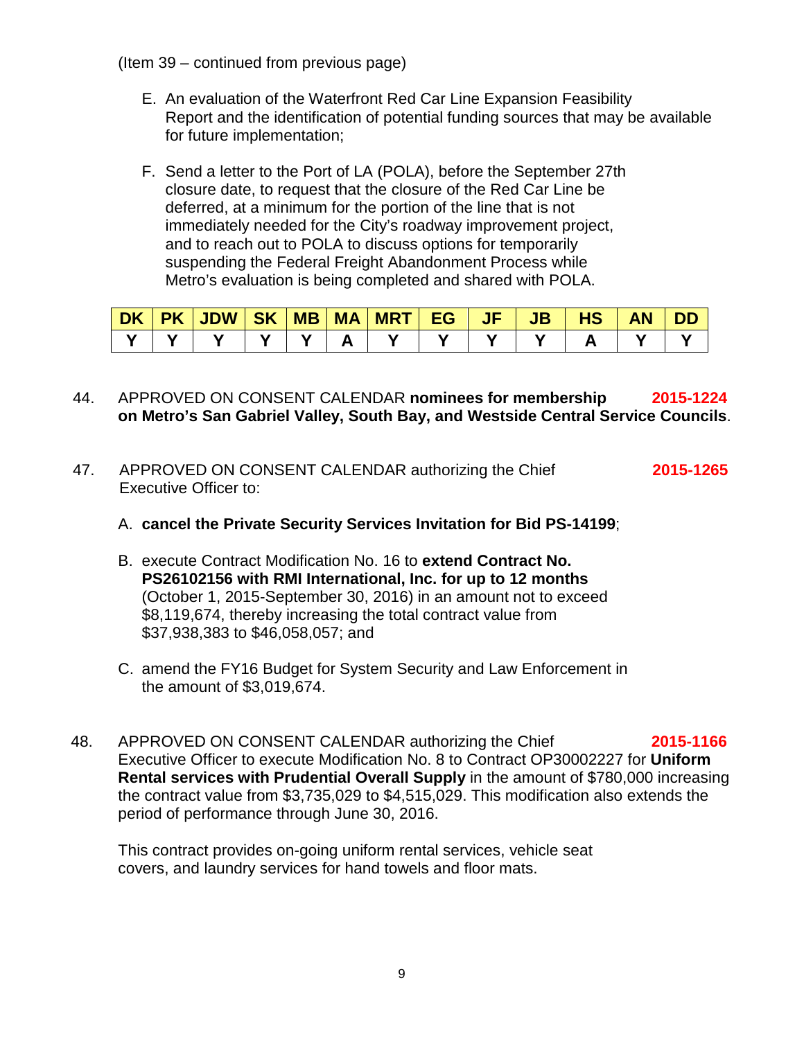(Item 39 – continued from previous page)

E. An evaluation of the Waterfront Red Car Line Expansion Feasibility Report and the identification of potential funding sources that may be available for future implementation;

F. Send a letter to the Port of LA (POLA), before the September 27th closure date, to request that the closure of the Red Car Line be deferred, at a minimum for the portion of the line that is not immediately needed for the City's roadway improvement project, and to reach out to POLA to discuss options for temporarily suspending the Federal Freight Abandonment Process while Metro's evaluation is being completed and shared with POLA.

| DK | PK | JDW | SK | MB | MA | MRT | EG | JF | JB | HS | AN | DD |
|---|---|---|---|---|---|---|---|---|---|---|---|---|
| Y | Y | Y | Y | Y | A | Y | Y | Y | Y | A | Y | Y |

44. APPROVED ON CONSENT CALENDAR **nominees for membership on Metro's San Gabriel Valley, South Bay, and Westside Central Service Councils**. **2015-1224**

47. APPROVED ON CONSENT CALENDAR authorizing the Chief Executive Officer to: **2015-1265**

A. **cancel the Private Security Services Invitation for Bid PS-14199**;

B. execute Contract Modification No. 16 to **extend Contract No. PS26102156 with RMI International, Inc. for up to 12 months** (October 1, 2015-September 30, 2016) in an amount not to exceed $8,119,674, thereby increasing the total contract value from $37,938,383 to $46,058,057; and

C. amend the FY16 Budget for System Security and Law Enforcement in the amount of $3,019,674.

48. APPROVED ON CONSENT CALENDAR authorizing the Chief Executive Officer to execute Modification No. 8 to Contract OP30002227 for **Uniform Rental services with Prudential Overall Supply** in the amount of $780,000 increasing the contract value from $3,735,029 to $4,515,029. This modification also extends the period of performance through June 30, 2016. **2015-1166**

This contract provides on-going uniform rental services, vehicle seat covers, and laundry services for hand towels and floor mats.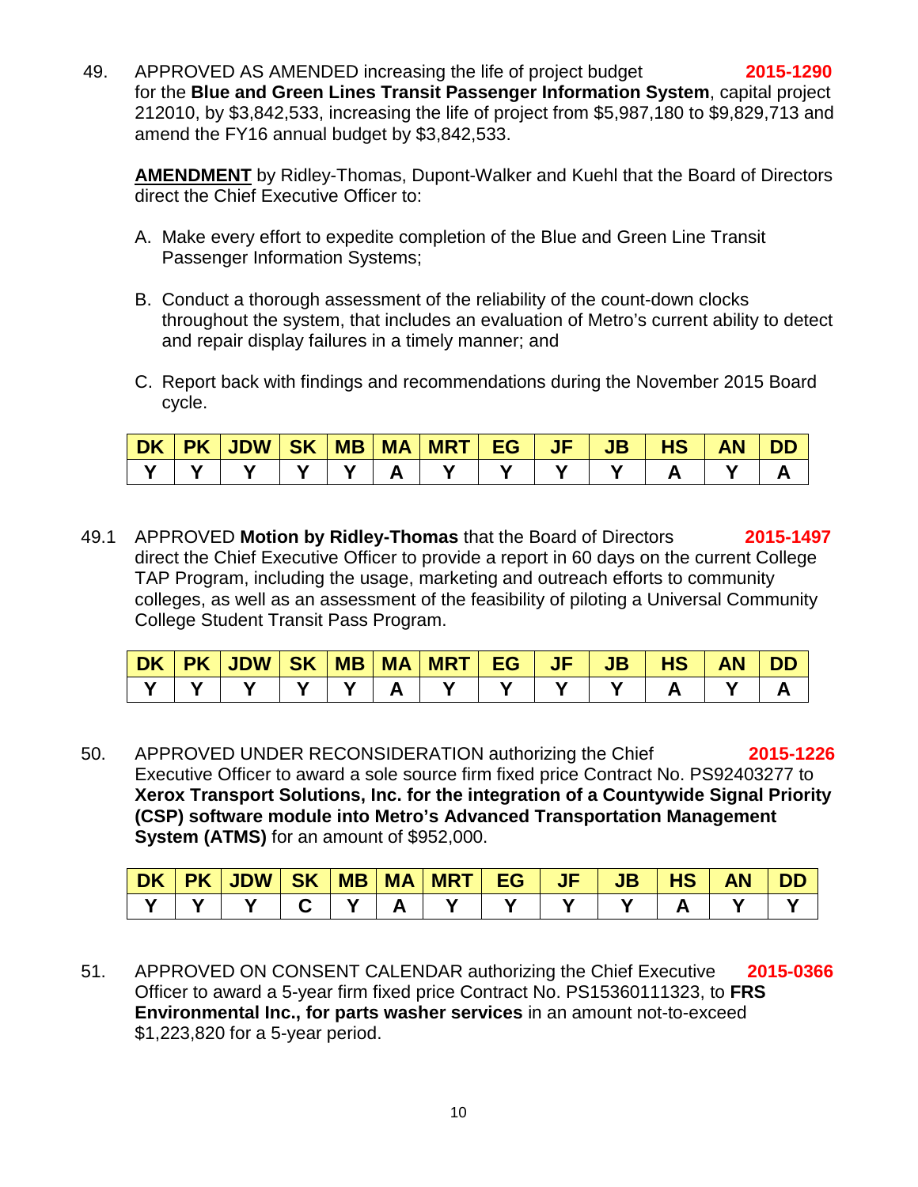49. APPROVED AS AMENDED increasing the life of project budget **2015-1290** for the **Blue and Green Lines Transit Passenger Information System**, capital project 212010, by $3,842,533, increasing the life of project from $5,987,180 to $9,829,713 and amend the FY16 annual budget by $3,842,533.

**AMENDMENT** by Ridley-Thomas, Dupont-Walker and Kuehl that the Board of Directors direct the Chief Executive Officer to:

A. Make every effort to expedite completion of the Blue and Green Line Transit Passenger Information Systems;

B. Conduct a thorough assessment of the reliability of the count-down clocks throughout the system, that includes an evaluation of Metro's current ability to detect and repair display failures in a timely manner; and

C. Report back with findings and recommendations during the November 2015 Board cycle.

| DK | PK | JDW | SK | MB | MA | MRT | EG | JF | JB | HS | AN | DD |
|---|---|---|---|---|---|---|---|---|---|---|---|---|
| Y | Y | Y | Y | Y | A | Y | Y | Y | Y | A | Y | A |

49.1 APPROVED **Motion by Ridley-Thomas** that the Board of Directors **2015-1497** direct the Chief Executive Officer to provide a report in 60 days on the current College TAP Program, including the usage, marketing and outreach efforts to community colleges, as well as an assessment of the feasibility of piloting a Universal Community College Student Transit Pass Program.

| DK | PK | JDW | SK | MB | MA | MRT | EG | JF | JB | HS | AN | DD |
|---|---|---|---|---|---|---|---|---|---|---|---|---|
| Y | Y | Y | Y | Y | A | Y | Y | Y | Y | A | Y | A |

50. APPROVED UNDER RECONSIDERATION authorizing the Chief **2015-1226** Executive Officer to award a sole source firm fixed price Contract No. PS92403277 to **Xerox Transport Solutions, Inc. for the integration of a Countywide Signal Priority (CSP) software module into Metro's Advanced Transportation Management System (ATMS)** for an amount of $952,000.

| DK | PK | JDW | SK | MB | MA | MRT | EG | JF | JB | HS | AN | DD |
|---|---|---|---|---|---|---|---|---|---|---|---|---|
| Y | Y | Y | C | Y | A | Y | Y | Y | Y | A | Y | Y |

51. APPROVED ON CONSENT CALENDAR authorizing the Chief Executive **2015-0366** Officer to award a 5-year firm fixed price Contract No. PS15360111323, to **FRS Environmental Inc., for parts washer services** in an amount not-to-exceed $1,223,820 for a 5-year period.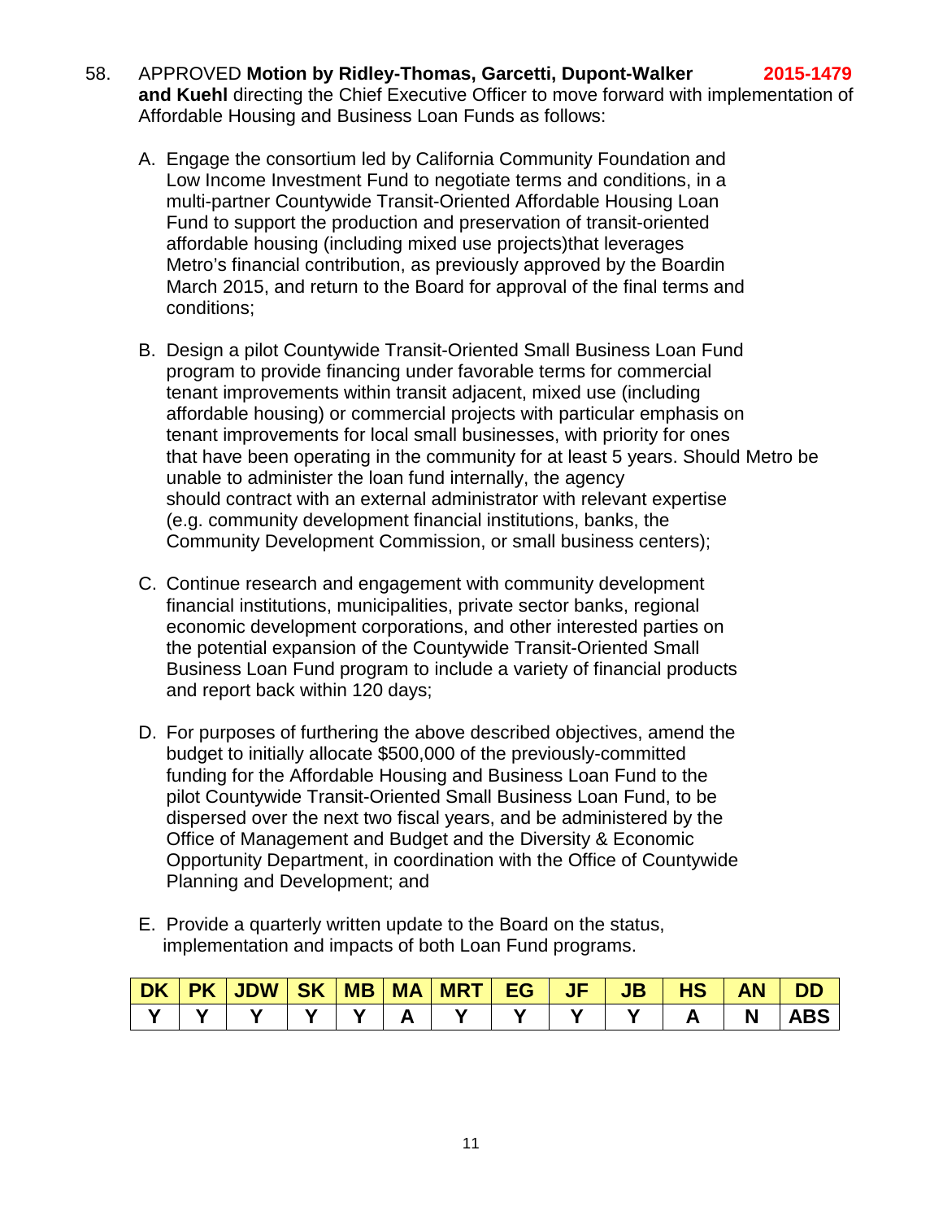58. APPROVED **Motion by Ridley-Thomas, Garcetti, Dupont-Walker and Kuehl** directing the Chief Executive Officer to move forward with implementation of Affordable Housing and Business Loan Funds as follows: **2015-1479**

   A. Engage the consortium led by California Community Foundation and Low Income Investment Fund to negotiate terms and conditions, in a multi-partner Countywide Transit-Oriented Affordable Housing Loan Fund to support the production and preservation of transit-oriented affordable housing (including mixed use projects)that leverages Metro's financial contribution, as previously approved by the Boardin March 2015, and return to the Board for approval of the final terms and conditions;

   B. Design a pilot Countywide Transit-Oriented Small Business Loan Fund program to provide financing under favorable terms for commercial tenant improvements within transit adjacent, mixed use (including affordable housing) or commercial projects with particular emphasis on tenant improvements for local small businesses, with priority for ones that have been operating in the community for at least 5 years. Should Metro be unable to administer the loan fund internally, the agency should contract with an external administrator with relevant expertise (e.g. community development financial institutions, banks, the Community Development Commission, or small business centers);

   C. Continue research and engagement with community development financial institutions, municipalities, private sector banks, regional economic development corporations, and other interested parties on the potential expansion of the Countywide Transit-Oriented Small Business Loan Fund program to include a variety of financial products and report back within 120 days;

   D. For purposes of furthering the above described objectives, amend the budget to initially allocate $500,000 of the previously-committed funding for the Affordable Housing and Business Loan Fund to the pilot Countywide Transit-Oriented Small Business Loan Fund, to be dispersed over the next two fiscal years, and be administered by the Office of Management and Budget and the Diversity & Economic Opportunity Department, in coordination with the Office of Countywide Planning and Development; and

   E. Provide a quarterly written update to the Board on the status, implementation and impacts of both Loan Fund programs.

| DK | PK | JDW | SK | MB | MA | MRT | EG | JF | JB | HS | AN | DD |
|---|---|---|---|---|---|---|---|---|---|---|---|---|
| Y | Y | Y | Y | Y | A | Y | Y | Y | Y | A | N | ABS |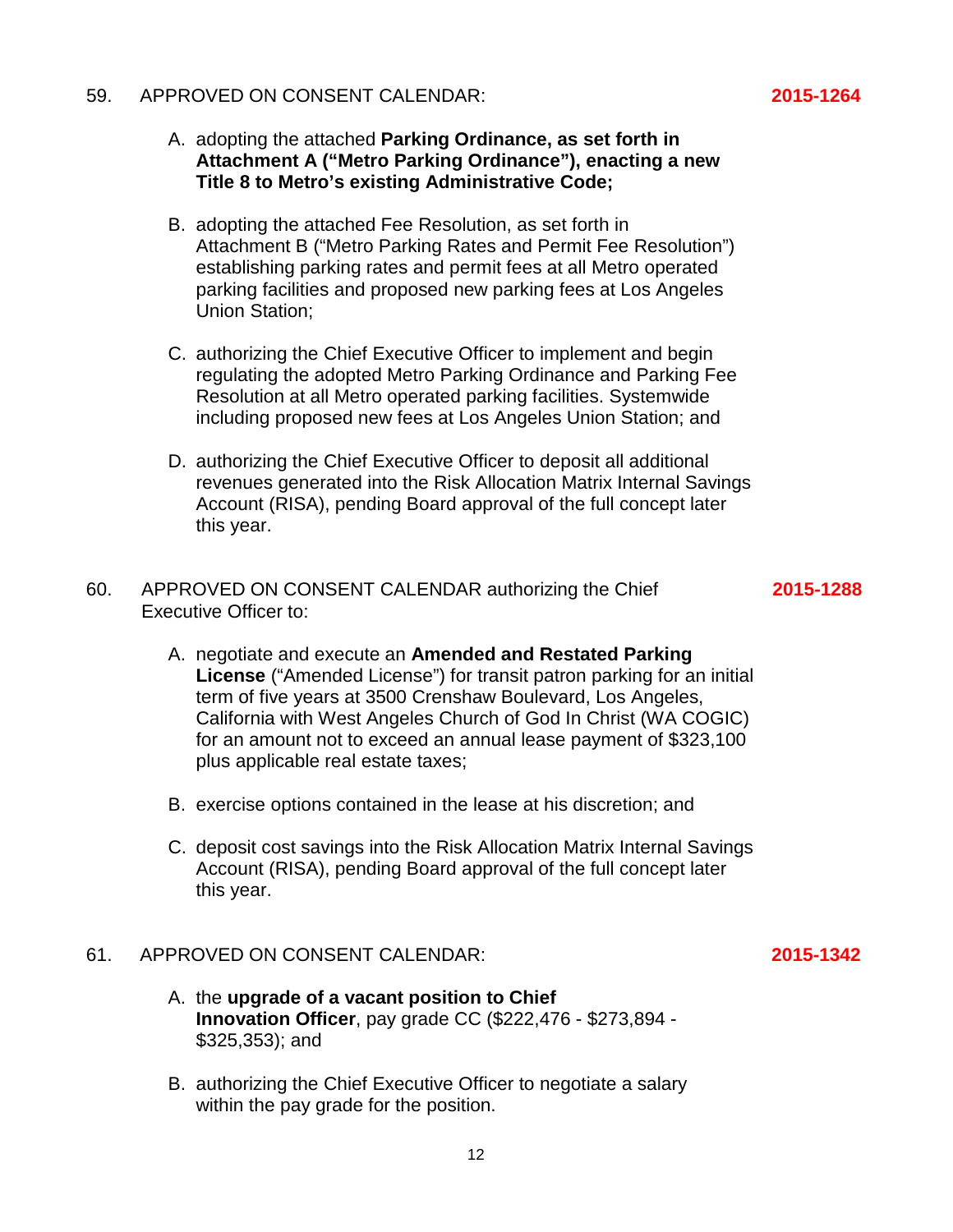59. APPROVED ON CONSENT CALENDAR: **2015-1264**

A. adopting the attached **Parking Ordinance, as set forth in Attachment A ("Metro Parking Ordinance"), enacting a new Title 8 to Metro's existing Administrative Code;**

B. adopting the attached Fee Resolution, as set forth in Attachment B ("Metro Parking Rates and Permit Fee Resolution") establishing parking rates and permit fees at all Metro operated parking facilities and proposed new parking fees at Los Angeles Union Station;

C. authorizing the Chief Executive Officer to implement and begin regulating the adopted Metro Parking Ordinance and Parking Fee Resolution at all Metro operated parking facilities. Systemwide including proposed new fees at Los Angeles Union Station; and

D. authorizing the Chief Executive Officer to deposit all additional revenues generated into the Risk Allocation Matrix Internal Savings Account (RISA), pending Board approval of the full concept later this year.

60. APPROVED ON CONSENT CALENDAR authorizing the Chief Executive Officer to: **2015-1288**

A. negotiate and execute an **Amended and Restated Parking License** ("Amended License") for transit patron parking for an initial term of five years at 3500 Crenshaw Boulevard, Los Angeles, California with West Angeles Church of God In Christ (WA COGIC) for an amount not to exceed an annual lease payment of $323,100 plus applicable real estate taxes;

B. exercise options contained in the lease at his discretion; and

C. deposit cost savings into the Risk Allocation Matrix Internal Savings Account (RISA), pending Board approval of the full concept later this year.

61. APPROVED ON CONSENT CALENDAR: **2015-1342**

A. the **upgrade of a vacant position to Chief Innovation Officer**, pay grade CC ($222,476 - $273,894 - $325,353); and

B. authorizing the Chief Executive Officer to negotiate a salary within the pay grade for the position.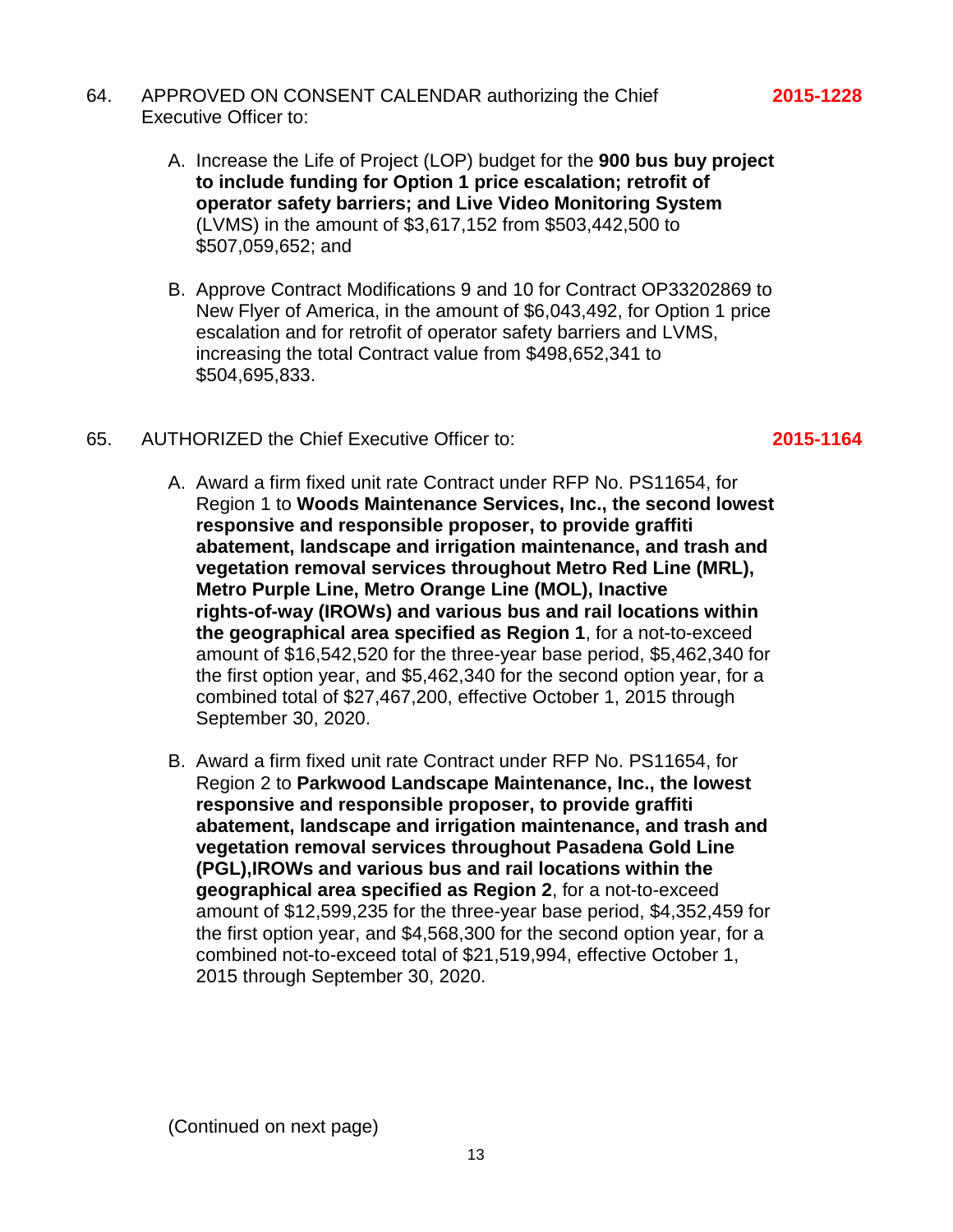64. APPROVED ON CONSENT CALENDAR authorizing the Chief Executive Officer to: **2015-1228**

   A. Increase the Life of Project (LOP) budget for the **900 bus buy project to include funding for Option 1 price escalation; retrofit of operator safety barriers; and Live Video Monitoring System** (LVMS) in the amount of $3,617,152 from $503,442,500 to $507,059,652; and

   B. Approve Contract Modifications 9 and 10 for Contract OP33202869 to New Flyer of America, in the amount of $6,043,492, for Option 1 price escalation and for retrofit of operator safety barriers and LVMS, increasing the total Contract value from $498,652,341 to $504,695,833.

65. AUTHORIZED the Chief Executive Officer to: **2015-1164**

   A. Award a firm fixed unit rate Contract under RFP No. PS11654, for Region 1 to **Woods Maintenance Services, Inc., the second lowest responsive and responsible proposer, to provide graffiti abatement, landscape and irrigation maintenance, and trash and vegetation removal services throughout Metro Red Line (MRL), Metro Purple Line, Metro Orange Line (MOL), Inactive rights-of-way (IROWs) and various bus and rail locations within the geographical area specified as Region 1**, for a not-to-exceed amount of $16,542,520 for the three-year base period, $5,462,340 for the first option year, and $5,462,340 for the second option year, for a combined total of $27,467,200, effective October 1, 2015 through September 30, 2020.

   B. Award a firm fixed unit rate Contract under RFP No. PS11654, for Region 2 to **Parkwood Landscape Maintenance, Inc., the lowest responsive and responsible proposer, to provide graffiti abatement, landscape and irrigation maintenance, and trash and vegetation removal services throughout Pasadena Gold Line (PGL),IROWs and various bus and rail locations within the geographical area specified as Region 2**, for a not-to-exceed amount of $12,599,235 for the three-year base period, $4,352,459 for the first option year, and $4,568,300 for the second option year, for a combined not-to-exceed total of $21,519,994, effective October 1, 2015 through September 30, 2020.

(Continued on next page)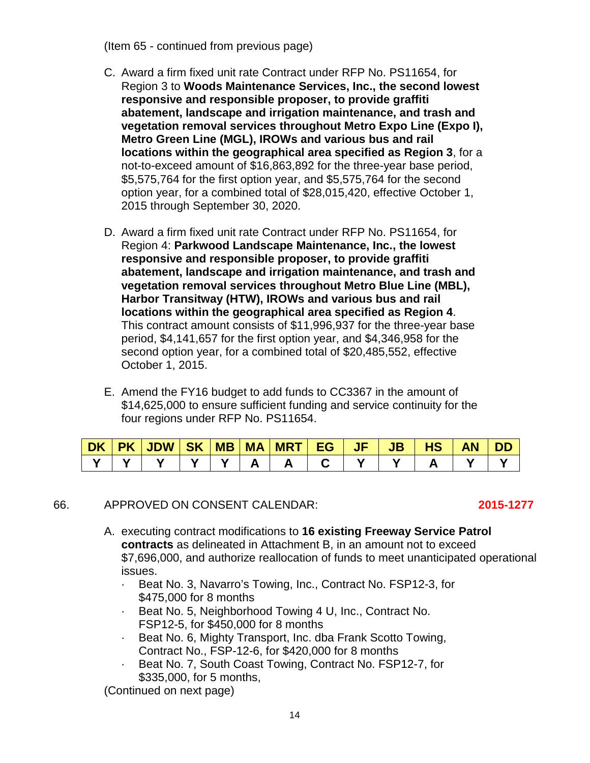(Item 65 - continued from previous page)

C. Award a firm fixed unit rate Contract under RFP No. PS11654, for Region 3 to **Woods Maintenance Services, Inc., the second lowest responsive and responsible proposer, to provide graffiti abatement, landscape and irrigation maintenance, and trash and vegetation removal services throughout Metro Expo Line (Expo I), Metro Green Line (MGL), IROWs and various bus and rail locations within the geographical area specified as Region 3**, for a not-to-exceed amount of $16,863,892 for the three-year base period, $5,575,764 for the first option year, and $5,575,764 for the second option year, for a combined total of $28,015,420, effective October 1, 2015 through September 30, 2020.

D. Award a firm fixed unit rate Contract under RFP No. PS11654, for Region 4: **Parkwood Landscape Maintenance, Inc., the lowest responsive and responsible proposer, to provide graffiti abatement, landscape and irrigation maintenance, and trash and vegetation removal services throughout Metro Blue Line (MBL), Harbor Transitway (HTW), IROWs and various bus and rail locations within the geographical area specified as Region 4**. This contract amount consists of $11,996,937 for the three-year base period, $4,141,657 for the first option year, and $4,346,958 for the second option year, for a combined total of $20,485,552, effective October 1, 2015.

E. Amend the FY16 budget to add funds to CC3367 in the amount of $14,625,000 to ensure sufficient funding and service continuity for the four regions under RFP No. PS11654.

| DK | PK | JDW | SK | MB | MA | MRT | EG | JF | JB | HS | AN | DD |
|---|---|---|---|---|---|---|---|---|---|---|---|---|
| Y | Y | Y | Y | Y | A | A | C | Y | Y | A | Y | Y |

66. APPROVED ON CONSENT CALENDAR: **2015-1277**

A. executing contract modifications to **16 existing Freeway Service Patrol contracts** as delineated in Attachment B, in an amount not to exceed $7,696,000, and authorize reallocation of funds to meet unanticipated operational issues.

- Beat No. 3, Navarro's Towing, Inc., Contract No. FSP12-3, for $475,000 for 8 months
- Beat No. 5, Neighborhood Towing 4 U, Inc., Contract No. FSP12-5, for $450,000 for 8 months
- Beat No. 6, Mighty Transport, Inc. dba Frank Scotto Towing, Contract No., FSP-12-6, for $420,000 for 8 months
- Beat No. 7, South Coast Towing, Contract No. FSP12-7, for $335,000, for 5 months,

(Continued on next page)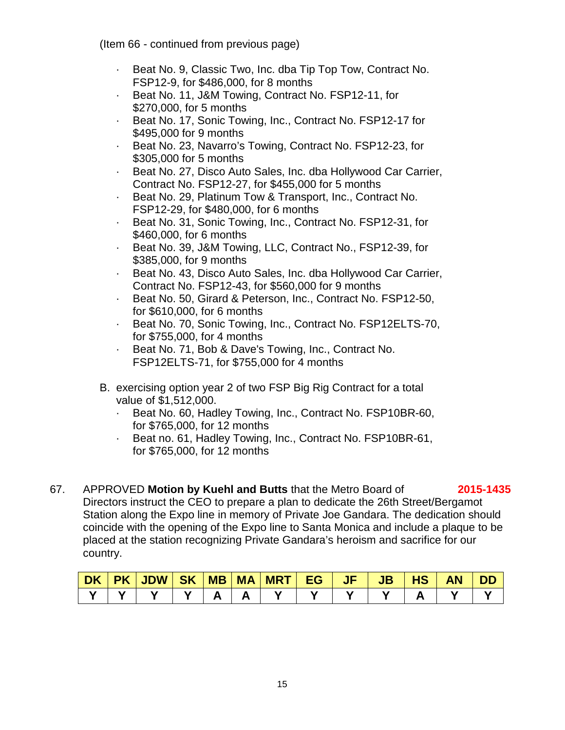(Item 66 - continued from previous page)

- Beat No. 9, Classic Two, Inc. dba Tip Top Tow, Contract No. FSP12-9, for $486,000, for 8 months
- Beat No. 11, J&M Towing, Contract No. FSP12-11, for $270,000, for 5 months
- Beat No. 17, Sonic Towing, Inc., Contract No. FSP12-17 for $495,000 for 9 months
- Beat No. 23, Navarro's Towing, Contract No. FSP12-23, for $305,000 for 5 months
- Beat No. 27, Disco Auto Sales, Inc. dba Hollywood Car Carrier, Contract No. FSP12-27, for $455,000 for 5 months
- Beat No. 29, Platinum Tow & Transport, Inc., Contract No. FSP12-29, for $480,000, for 6 months
- Beat No. 31, Sonic Towing, Inc., Contract No. FSP12-31, for $460,000, for 6 months
- Beat No. 39, J&M Towing, LLC, Contract No., FSP12-39, for $385,000, for 9 months
- Beat No. 43, Disco Auto Sales, Inc. dba Hollywood Car Carrier, Contract No. FSP12-43, for $560,000 for 9 months
- Beat No. 50, Girard & Peterson, Inc., Contract No. FSP12-50, for $610,000, for 6 months
- Beat No. 70, Sonic Towing, Inc., Contract No. FSP12ELTS-70, for $755,000, for 4 months
- Beat No. 71, Bob & Dave's Towing, Inc., Contract No. FSP12ELTS-71, for $755,000 for 4 months

B. exercising option year 2 of two FSP Big Rig Contract for a total value of $1,512,000.
   - Beat No. 60, Hadley Towing, Inc., Contract No. FSP10BR-60, for $765,000, for 12 months
   - Beat no. 61, Hadley Towing, Inc., Contract No. FSP10BR-61, for $765,000, for 12 months

67. APPROVED **Motion by Kuehl and Butts** that the Metro Board of Directors instruct the CEO to prepare a plan to dedicate the 26th Street/Bergamot Station along the Expo line in memory of Private Joe Gandara. The dedication should coincide with the opening of the Expo line to Santa Monica and include a plaque to be placed at the station recognizing Private Gandara's heroism and sacrifice for our country. **2015-1435**

| DK | PK | JDW | SK | MB | MA | MRT | EG | JF | JB | HS | AN | DD |
|---|---|---|---|---|---|---|---|---|---|---|---|---|
| Y | Y | Y | Y | A | A | Y | Y | Y | Y | A | Y | Y |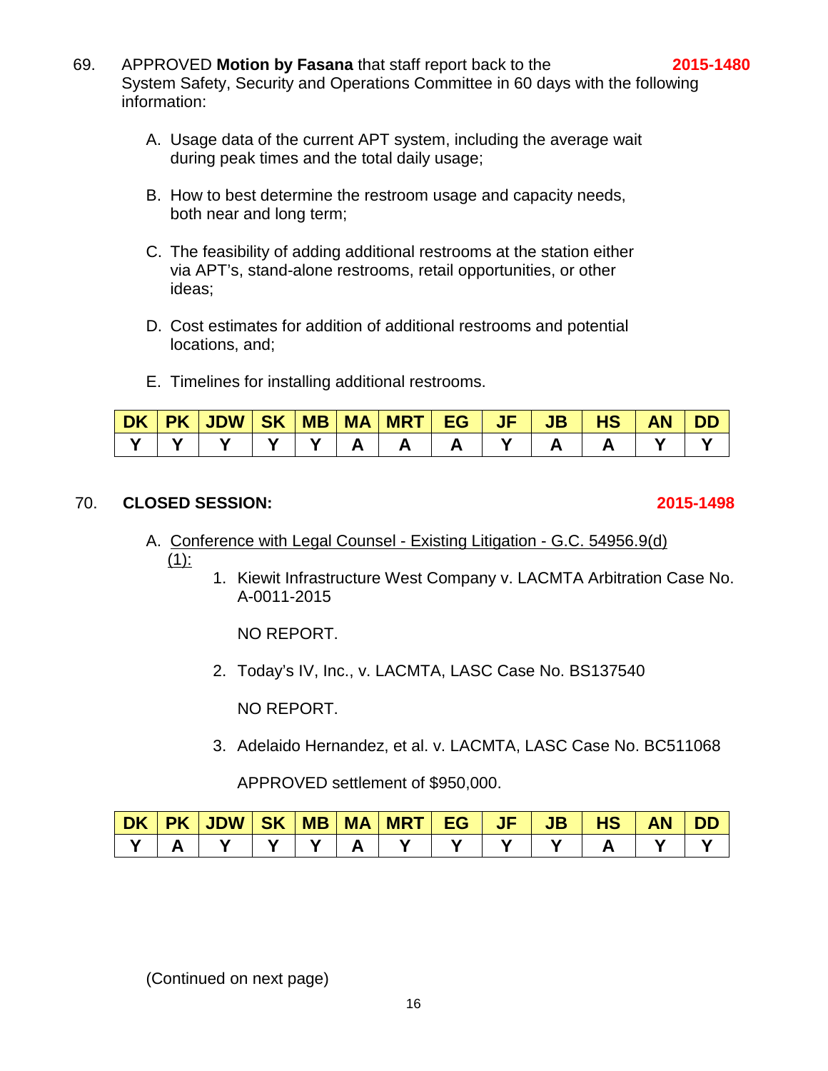69. APPROVED **Motion by Fasana** that staff report back to the System Safety, Security and Operations Committee in 60 days with the following information: **2015-1480**

A. Usage data of the current APT system, including the average wait during peak times and the total daily usage;

B. How to best determine the restroom usage and capacity needs, both near and long term;

C. The feasibility of adding additional restrooms at the station either via APT's, stand-alone restrooms, retail opportunities, or other ideas;

D. Cost estimates for addition of additional restrooms and potential locations, and;

E. Timelines for installing additional restrooms.

| DK | PK | JDW | SK | MB | MA | MRT | EG | JF | JB | HS | AN | DD |
|---|---|---|---|---|---|---|---|---|---|---|---|---|
| Y | Y | Y | Y | Y | A | A | A | Y | A | A | Y | Y |

70. **CLOSED SESSION:** **2015-1498**

A. Conference with Legal Counsel - Existing Litigation - G.C. 54956.9(d)(1):

1. Kiewit Infrastructure West Company v. LACMTA Arbitration Case No. A-0011-2015

   NO REPORT.

2. Today's IV, Inc., v. LACMTA, LASC Case No. BS137540

   NO REPORT.

3. Adelaido Hernandez, et al. v. LACMTA, LASC Case No. BC511068

   APPROVED settlement of $950,000.

| DK | PK | JDW | SK | MB | MA | MRT | EG | JF | JB | HS | AN | DD |
|---|---|---|---|---|---|---|---|---|---|---|---|---|
| Y | A | Y | Y | Y | A | Y | Y | Y | Y | A | Y | Y |

(Continued on next page)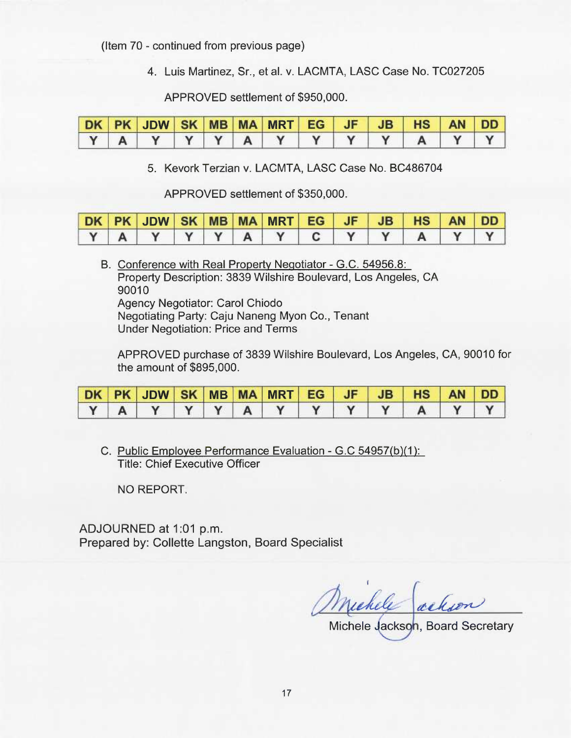(Item 70 - continued from previous page)

4. Luis Martinez, Sr., et al. v. LACMTA, LASC Case No. TC027205

   APPROVED settlement of $950,000.

| DK | PK | JDW | SK | MB | MA | MRT | EG | JF | JB | HS | AN | DD |
|---|---|---|---|---|---|---|---|---|---|---|---|---|
| Y | A | Y | Y | Y | A | Y | Y | Y | Y | A | Y | Y |

5. Kevork Terzian v. LACMTA, LASC Case No. BC486704

   APPROVED settlement of $350,000.

| DK | PK | JDW | SK | MB | MA | MRT | EG | JF | JB | HS | AN | DD |
|---|---|---|---|---|---|---|---|---|---|---|---|---|
| Y | A | Y | Y | Y | A | Y | C | Y | Y | A | Y | Y |

B. Conference with Real Property Negotiator - G.C. 54956.8:
   Property Description: 3839 Wilshire Boulevard, Los Angeles, CA 90010
   Agency Negotiator: Carol Chiodo
   Negotiating Party: Caju Naneng Myon Co., Tenant
   Under Negotiation: Price and Terms

   APPROVED purchase of 3839 Wilshire Boulevard, Los Angeles, CA, 90010 for the amount of $895,000.

| DK | PK | JDW | SK | MB | MA | MRT | EG | JF | JB | HS | AN | DD |
|---|---|---|---|---|---|---|---|---|---|---|---|---|
| Y | A | Y | Y | Y | A | Y | Y | Y | Y | A | Y | Y |

C. Public Employee Performance Evaluation - G.C 54957(b)(1):
   Title: Chief Executive Officer

   NO REPORT.

ADJOURNED at 1:01 p.m.
Prepared by: Collette Langston, Board Specialist

Michele Jackson, Board Secretary